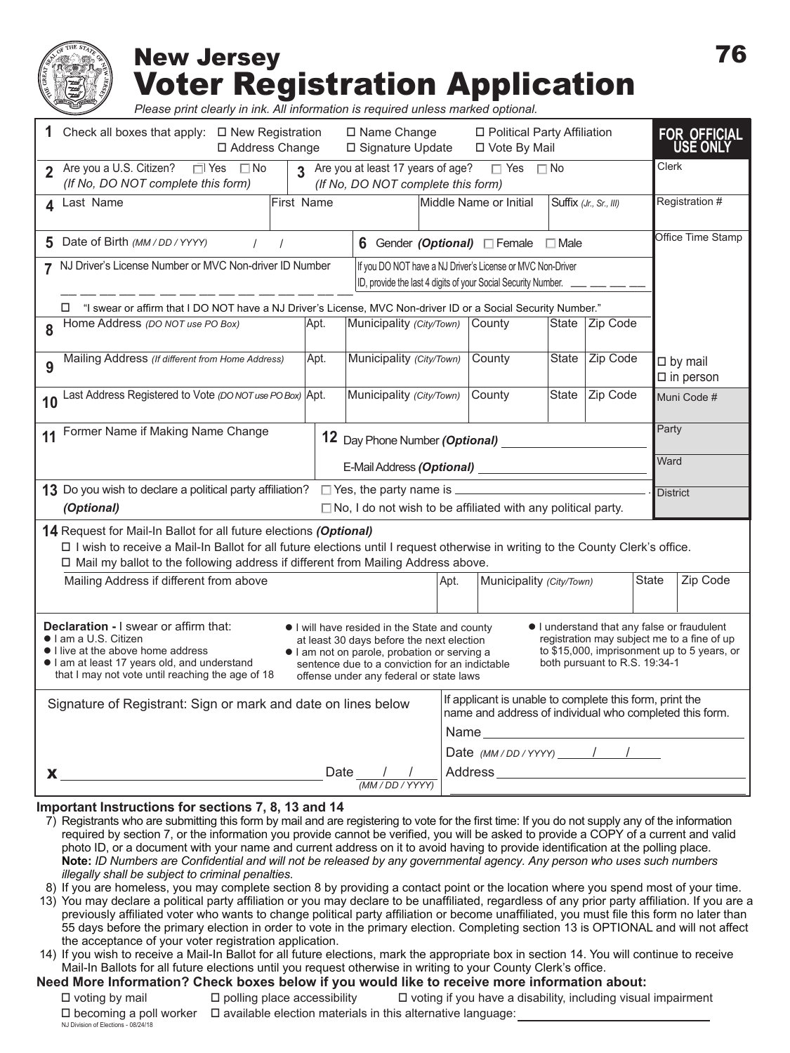# New Jersey Voter Registration Application

76

*Please print clearly in ink. All information is required unless marked optional.*

**1** Check all boxes that apply: ☐ New Registration ☐ Name Change ☐ Political Party Affiliation ☐ Address Change ☐ Signature Update ☐ Vote By Mail

**2** Are you a U.S. Citizen? ☐ Yes ☐ No *(If No, DO NOT complete this form)*

**3** Are you at least 17 years of age? ☐ Yes ☐ No *(If No, DO NOT complete this form)*

**4** Last Name | First Name | Middle Name or Initial | Suffix *(Jr., Sr., III)*

**5** Date of Birth *(MM / DD / YYYY)* / /

**6** Gender **(Optional)** ☐ Female ☐ Male

**7** NJ Driver's License Number or MVC Non-driver ID Number

If you DO NOT have a NJ Driver's License or MVC Non-Driver ID, provide the last 4 digits of your Social Security Number. ___ ___ ___ ___

☐ "I swear or affirm that I DO NOT have a NJ Driver's License, MVC Non-driver ID or a Social Security Number."

**8** Home Address *(DO NOT use PO Box)* | Apt. | Municipality *(City/Town)* | County | State | Zip Code

**9** Mailing Address *(If different from Home Address)* | Apt. | Municipality *(City/Town)* | County | State | Zip Code

**10** Last Address Registered to Vote *(DO NOT use PO Box)* | Apt. | Municipality *(City/Town)* | County | State | Zip Code

**11** Former Name if Making Name Change

**12** Day Phone Number **(Optional)** ______________

E-Mail Address **(Optional)** ______________

**13** Do you wish to declare a political party affiliation? ☐ Yes, the party name is ______________ ☐ No, I do not wish to be affiliated with any political party.
***(Optional)***

**FOR OFFICIAL USE ONLY**

- Clerk
- Registration #
- Office Time Stamp
- ☐ by mail
- ☐ in person
- Muni Code #
- Party
- Ward
- District

**14** Request for Mail-In Ballot for all future elections ***(Optional)***

☐ I wish to receive a Mail-In Ballot for all future elections until I request otherwise in writing to the County Clerk's office.

☐ Mail my ballot to the following address if different from Mailing Address above.

Mailing Address if different from above | Apt. | Municipality *(City/Town)* | State | Zip Code

**Declaration -** I swear or affirm that:

- I am a U.S. Citizen
- I live at the above home address
- I am at least 17 years old, and understand that I may not vote until reaching the age of 18
- I will have resided in the State and county at least 30 days before the next election
- I am not on parole, probation or serving a sentence due to a conviction for an indictable offense under any federal or state laws
- I understand that any false or fraudulent registration may subject me to a fine of up to $15,000, imprisonment up to 5 years, or both pursuant to R.S. 19:34-1

Signature of Registrant: Sign or mark and date on lines below

**x** ______________ Date ___/___/___ *(MM / DD / YYYY)*

If applicant is unable to complete this form, print the name and address of individual who completed this form.

Name ______________

Date *(MM / DD / YYYY)* ___/___/___

Address ______________

### Important Instructions for sections 7, 8, 13 and 14

7) Registrants who are submitting this form by mail and are registering to vote for the first time: If you do not supply any of the information required by section 7, or the information you provide cannot be verified, you will be asked to provide a COPY of a current and valid photo ID, or a document with your name and current address on it to avoid having to provide identification at the polling place. **Note:** *ID Numbers are Confidential and will not be released by any governmental agency. Any person who uses such numbers illegally shall be subject to criminal penalties.*

8) If you are homeless, you may complete section 8 by providing a contact point or the location where you spend most of your time.

13) You may declare a political party affiliation or you may declare to be unaffiliated, regardless of any prior party affiliation. If you are a previously affiliated voter who wants to change political party affiliation or become unaffiliated, you must file this form no later than 55 days before the primary election in order to vote in the primary election. Completing section 13 is OPTIONAL and will not affect the acceptance of your voter registration application.

14) If you wish to receive a Mail-In Ballot for all future elections, mark the appropriate box in section 14. You will continue to receive Mail-In Ballots for all future elections until you request otherwise in writing to your County Clerk's office.

### Need More Information? Check boxes below if you would like to receive more information about:

☐ voting by mail ☐ polling place accessibility ☐ voting if you have a disability, including visual impairment

☐ becoming a poll worker ☐ available election materials in this alternative language: ______________

NJ Division of Elections - 08/24/18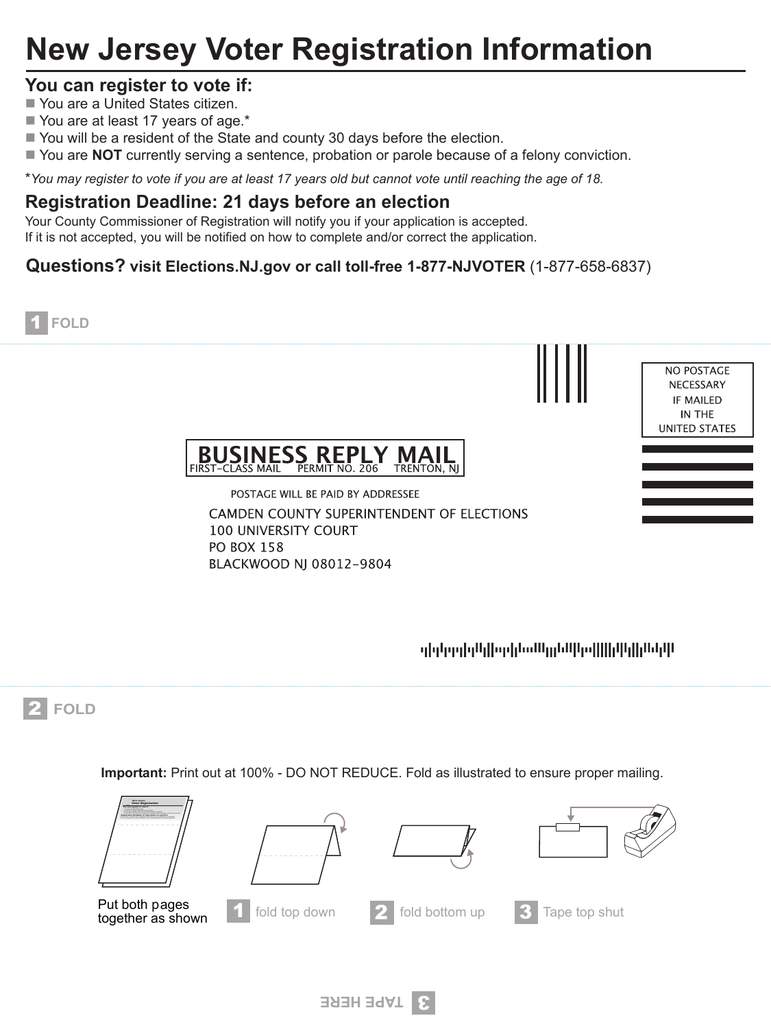# New Jersey Voter Registration Information

## You can register to vote if:

- You are a United States citizen.
- You are at least 17 years of age.*
- You will be a resident of the State and county 30 days before the election.
- You are **NOT** currently serving a sentence, probation or parole because of a felony conviction.

**You may register to vote if you are at least 17 years old but cannot vote until reaching the age of 18.*

## Registration Deadline: 21 days before an election

Your County Commissioner of Registration will notify you if your application is accepted.
If it is not accepted, you will be notified on how to complete and/or correct the application.

## Questions? visit Elections.NJ.gov or call toll-free 1-877-NJVOTER (1-877-658-6837)

**1** FOLD

NO POSTAGE NECESSARY IF MAILED IN THE UNITED STATES

**BUSINESS REPLY MAIL**
FIRST-CLASS MAIL PERMIT NO. 206 TRENTON, NJ

POSTAGE WILL BE PAID BY ADDRESSEE

CAMDEN COUNTY SUPERINTENDENT OF ELECTIONS
100 UNIVERSITY COURT
PO BOX 158
BLACKWOOD NJ 08012-9804

**2** FOLD

**Important:** Print out at 100% - DO NOT REDUCE. Fold as illustrated to ensure proper mailing.

Put both pages together as shown

**1** fold top down

**2** fold bottom up

**3** Tape top shut

**3** TAPE HERE